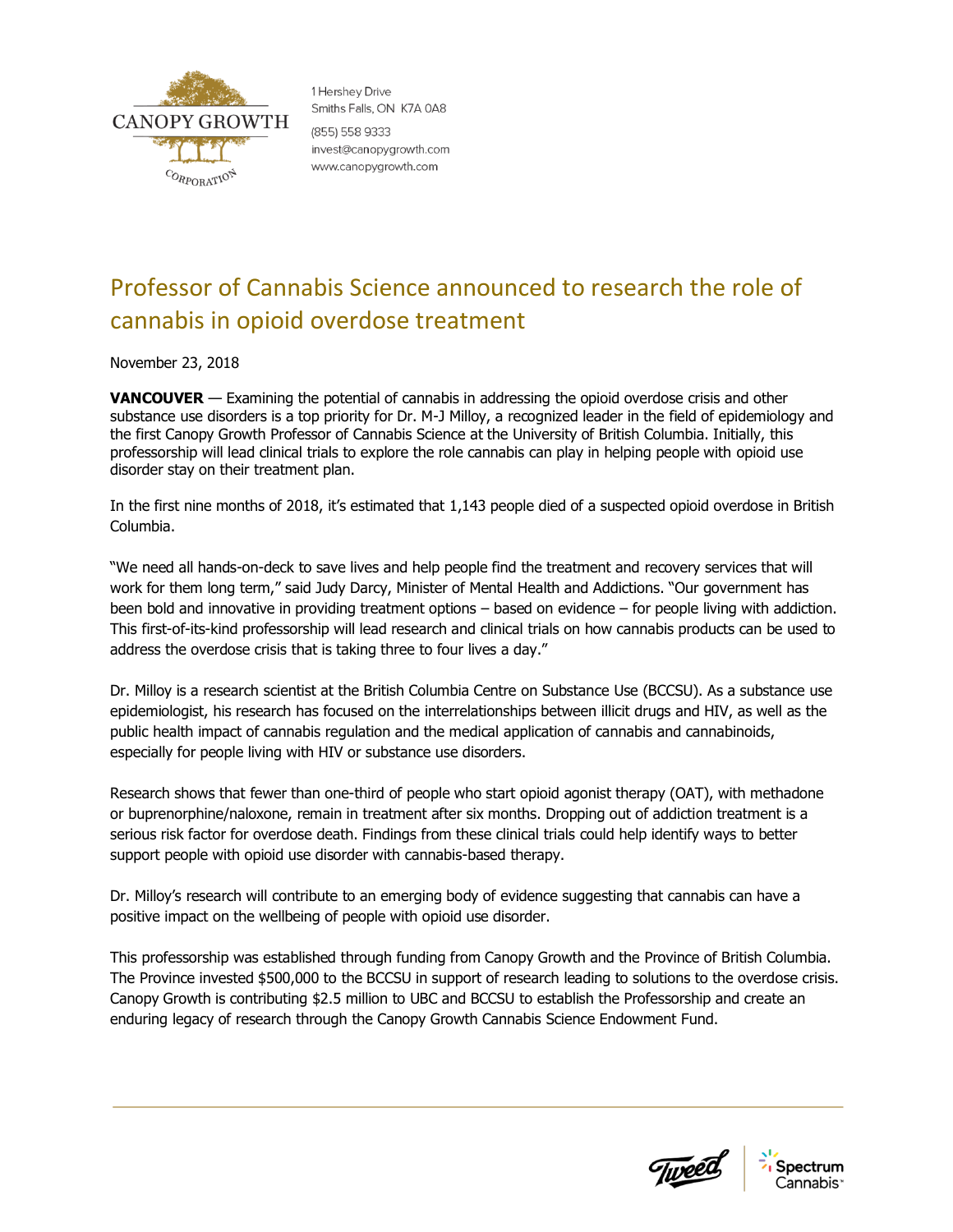CANOPY GROWTH CORPORATION

1 Hershey Drive
Smiths Falls, ON K7A 0A8

(855) 558 9333
invest@canopygrowth.com
www.canopygrowth.com

# Professor of Cannabis Science announced to research the role of cannabis in opioid overdose treatment

November 23, 2018

**VANCOUVER** — Examining the potential of cannabis in addressing the opioid overdose crisis and other substance use disorders is a top priority for Dr. M-J Milloy, a recognized leader in the field of epidemiology and the first Canopy Growth Professor of Cannabis Science at the University of British Columbia. Initially, this professorship will lead clinical trials to explore the role cannabis can play in helping people with opioid use disorder stay on their treatment plan.

In the first nine months of 2018, it's estimated that 1,143 people died of a suspected opioid overdose in British Columbia.

"We need all hands-on-deck to save lives and help people find the treatment and recovery services that will work for them long term," said Judy Darcy, Minister of Mental Health and Addictions. "Our government has been bold and innovative in providing treatment options – based on evidence – for people living with addiction. This first-of-its-kind professorship will lead research and clinical trials on how cannabis products can be used to address the overdose crisis that is taking three to four lives a day."

Dr. Milloy is a research scientist at the British Columbia Centre on Substance Use (BCCSU). As a substance use epidemiologist, his research has focused on the interrelationships between illicit drugs and HIV, as well as the public health impact of cannabis regulation and the medical application of cannabis and cannabinoids, especially for people living with HIV or substance use disorders.

Research shows that fewer than one-third of people who start opioid agonist therapy (OAT), with methadone or buprenorphine/naloxone, remain in treatment after six months. Dropping out of addiction treatment is a serious risk factor for overdose death. Findings from these clinical trials could help identify ways to better support people with opioid use disorder with cannabis-based therapy.

Dr. Milloy's research will contribute to an emerging body of evidence suggesting that cannabis can have a positive impact on the wellbeing of people with opioid use disorder.

This professorship was established through funding from Canopy Growth and the Province of British Columbia. The Province invested $500,000 to the BCCSU in support of research leading to solutions to the overdose crisis. Canopy Growth is contributing $2.5 million to UBC and BCCSU to establish the Professorship and create an enduring legacy of research through the Canopy Growth Cannabis Science Endowment Fund.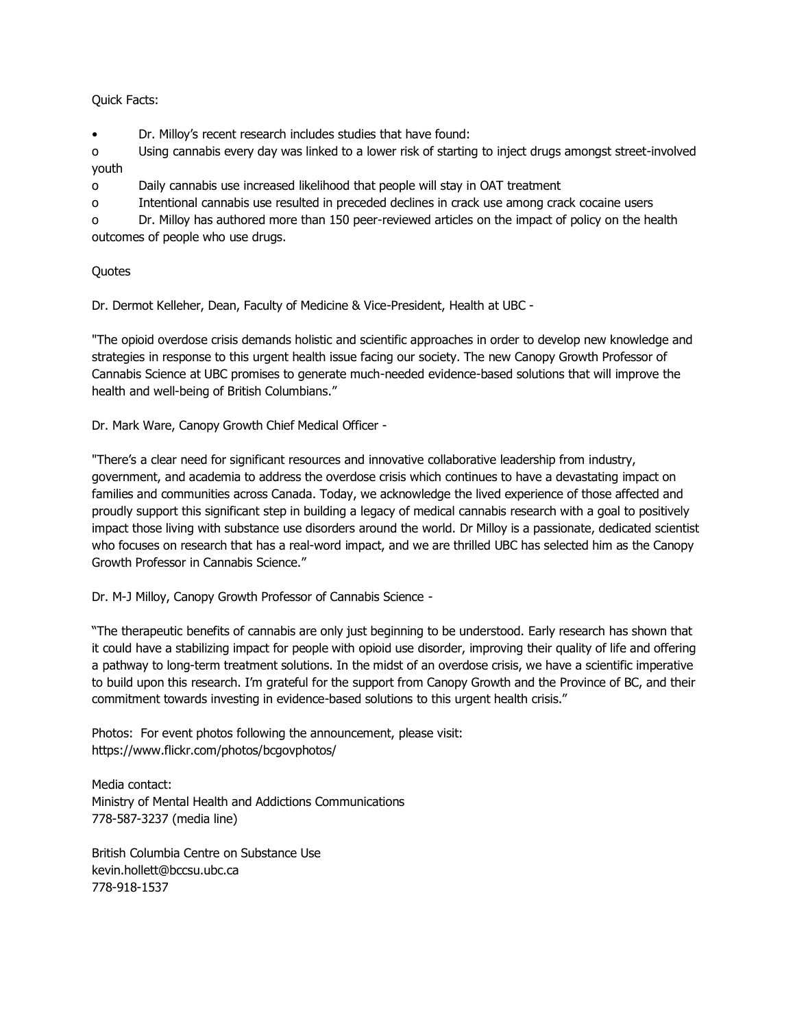Quick Facts:

- Dr. Milloy's recent research includes studies that have found:
  - Using cannabis every day was linked to a lower risk of starting to inject drugs amongst street-involved youth
  - Daily cannabis use increased likelihood that people will stay in OAT treatment
  - Intentional cannabis use resulted in preceded declines in crack use among crack cocaine users
  - Dr. Milloy has authored more than 150 peer-reviewed articles on the impact of policy on the health outcomes of people who use drugs.

Quotes

Dr. Dermot Kelleher, Dean, Faculty of Medicine & Vice-President, Health at UBC -

"The opioid overdose crisis demands holistic and scientific approaches in order to develop new knowledge and strategies in response to this urgent health issue facing our society. The new Canopy Growth Professor of Cannabis Science at UBC promises to generate much-needed evidence-based solutions that will improve the health and well-being of British Columbians."

Dr. Mark Ware, Canopy Growth Chief Medical Officer -

"There's a clear need for significant resources and innovative collaborative leadership from industry, government, and academia to address the overdose crisis which continues to have a devastating impact on families and communities across Canada. Today, we acknowledge the lived experience of those affected and proudly support this significant step in building a legacy of medical cannabis research with a goal to positively impact those living with substance use disorders around the world. Dr Milloy is a passionate, dedicated scientist who focuses on research that has a real-word impact, and we are thrilled UBC has selected him as the Canopy Growth Professor in Cannabis Science."

Dr. M-J Milloy, Canopy Growth Professor of Cannabis Science -

"The therapeutic benefits of cannabis are only just beginning to be understood. Early research has shown that it could have a stabilizing impact for people with opioid use disorder, improving their quality of life and offering a pathway to long-term treatment solutions. In the midst of an overdose crisis, we have a scientific imperative to build upon this research. I'm grateful for the support from Canopy Growth and the Province of BC, and their commitment towards investing in evidence-based solutions to this urgent health crisis."

Photos: For event photos following the announcement, please visit:
https://www.flickr.com/photos/bcgovphotos/

Media contact:
Ministry of Mental Health and Addictions Communications
778-587-3237 (media line)

British Columbia Centre on Substance Use
kevin.hollett@bccsu.ubc.ca
778-918-1537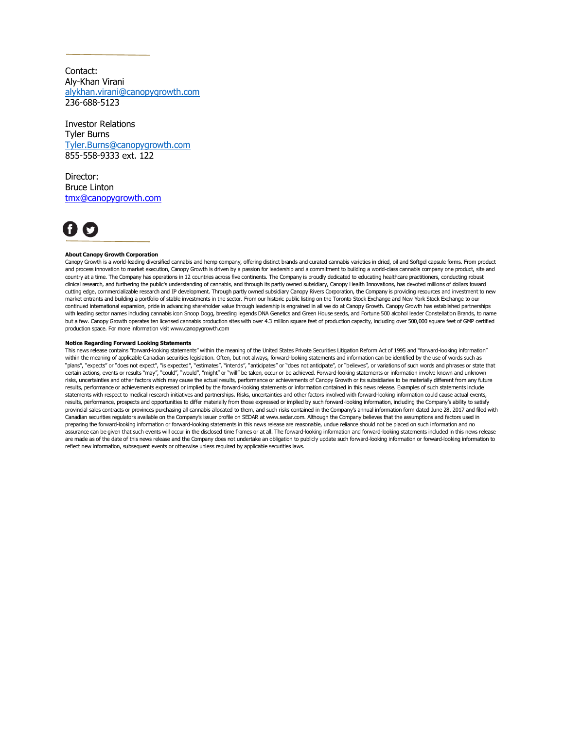Contact:
Aly-Khan Virani
alykhan.virani@canopygrowth.com
236-688-5123

Investor Relations
Tyler Burns
Tyler.Burns@canopygrowth.com
855-558-9333 ext. 122

Director:
Bruce Linton
tmx@canopygrowth.com

**About Canopy Growth Corporation**
Canopy Growth is a world-leading diversified cannabis and hemp company, offering distinct brands and curated cannabis varieties in dried, oil and Softgel capsule forms. From product and process innovation to market execution, Canopy Growth is driven by a passion for leadership and a commitment to building a world-class cannabis company one product, site and country at a time. The Company has operations in 12 countries across five continents. The Company is proudly dedicated to educating healthcare practitioners, conducting robust clinical research, and furthering the public's understanding of cannabis, and through its partly owned subsidiary, Canopy Health Innovations, has devoted millions of dollars toward cutting edge, commercializable research and IP development. Through partly owned subsidiary Canopy Rivers Corporation, the Company is providing resources and investment to new market entrants and building a portfolio of stable investments in the sector. From our historic public listing on the Toronto Stock Exchange and New York Stock Exchange to our continued international expansion, pride in advancing shareholder value through leadership is engrained in all we do at Canopy Growth. Canopy Growth has established partnerships with leading sector names including cannabis icon Snoop Dogg, breeding legends DNA Genetics and Green House seeds, and Fortune 500 alcohol leader Constellation Brands, to name but a few. Canopy Growth operates ten licensed cannabis production sites with over 4.3 million square feet of production capacity, including over 500,000 square feet of GMP certified production space. For more information visit www.canopygrowth.com

**Notice Regarding Forward Looking Statements**
This news release contains "forward-looking statements" within the meaning of the United States Private Securities Litigation Reform Act of 1995 and "forward-looking information" within the meaning of applicable Canadian securities legislation. Often, but not always, forward-looking statements and information can be identified by the use of words such as "plans", "expects" or "does not expect", "is expected", "estimates", "intends", "anticipates" or "does not anticipate", or "believes", or variations of such words and phrases or state that certain actions, events or results "may", "could", "would", "might" or "will" be taken, occur or be achieved. Forward-looking statements or information involve known and unknown risks, uncertainties and other factors which may cause the actual results, performance or achievements of Canopy Growth or its subsidiaries to be materially different from any future results, performance or achievements expressed or implied by the forward-looking statements or information contained in this news release. Examples of such statements include statements with respect to medical research initiatives and partnerships. Risks, uncertainties and other factors involved with forward-looking information could cause actual events, results, performance, prospects and opportunities to differ materially from those expressed or implied by such forward-looking information, including the Company's ability to satisfy provincial sales contracts or provinces purchasing all cannabis allocated to them, and such risks contained in the Company's annual information form dated June 28, 2017 and filed with Canadian securities regulators available on the Company's issuer profile on SEDAR at www.sedar.com. Although the Company believes that the assumptions and factors used in preparing the forward-looking information or forward-looking statements in this news release are reasonable, undue reliance should not be placed on such information and no assurance can be given that such events will occur in the disclosed time frames or at all. The forward-looking information and forward-looking statements included in this news release are made as of the date of this news release and the Company does not undertake an obligation to publicly update such forward-looking information or forward-looking information to reflect new information, subsequent events or otherwise unless required by applicable securities laws.